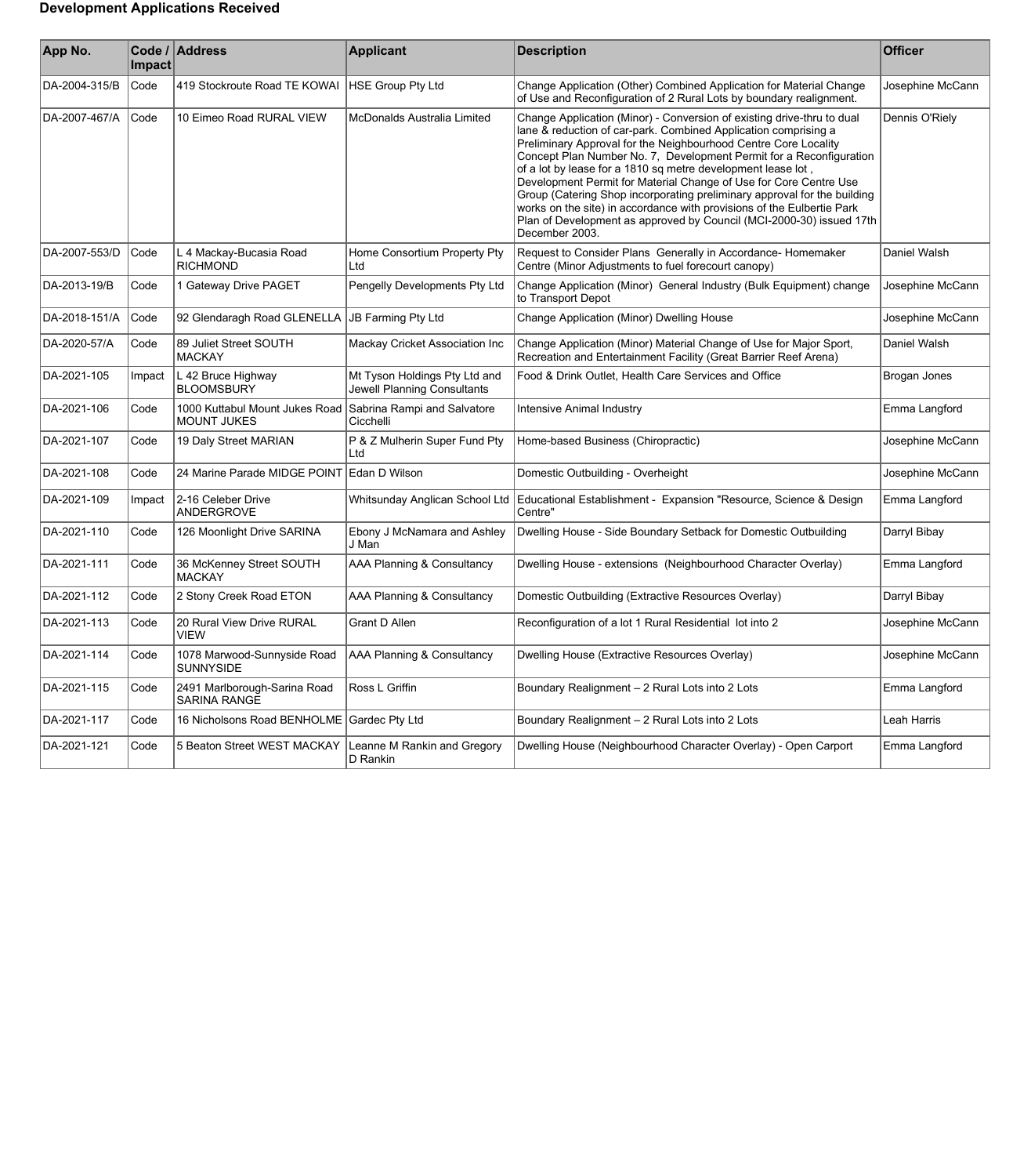## Development Applications Received

| App No. | Code / Impact | Address | Applicant | Description | Officer |
|---|---|---|---|---|---|
| DA-2004-315/B | Code | 419 Stockroute Road TE KOWAI | HSE Group Pty Ltd | Change Application (Other) Combined Application for Material Change of Use and Reconfiguration of 2 Rural Lots by boundary realignment. | Josephine McCann |
| DA-2007-467/A | Code | 10 Eimeo Road RURAL VIEW | McDonalds Australia Limited | Change Application (Minor) - Conversion of existing drive-thru to dual lane & reduction of car-park. Combined Application comprising a Preliminary Approval for the Neighbourhood Centre Core Locality Concept Plan Number No. 7, Development Permit for a Reconfiguration of a lot by lease for a 1810 sq metre development lease lot , Development Permit for Material Change of Use for Core Centre Use Group (Catering Shop incorporating preliminary approval for the building works on the site) in accordance with provisions of the Eulbertie Park Plan of Development as approved by Council (MCI-2000-30) issued 17th December 2003. | Dennis O'Riely |
| DA-2007-553/D | Code | L 4 Mackay-Bucasia Road RICHMOND | Home Consortium Property Pty Ltd | Request to Consider Plans Generally in Accordance- Homemaker Centre (Minor Adjustments to fuel forecourt canopy) | Daniel Walsh |
| DA-2013-19/B | Code | 1 Gateway Drive PAGET | Pengelly Developments Pty Ltd | Change Application (Minor) General Industry (Bulk Equipment) change to Transport Depot | Josephine McCann |
| DA-2018-151/A | Code | 92 Glendaragh Road GLENELLA | JB Farming Pty Ltd | Change Application (Minor) Dwelling House | Josephine McCann |
| DA-2020-57/A | Code | 89 Juliet Street SOUTH MACKAY | Mackay Cricket Association Inc | Change Application (Minor) Material Change of Use for Major Sport, Recreation and Entertainment Facility (Great Barrier Reef Arena) | Daniel Walsh |
| DA-2021-105 | Impact | L 42 Bruce Highway BLOOMSBURY | Mt Tyson Holdings Pty Ltd and Jewell Planning Consultants | Food & Drink Outlet, Health Care Services and Office | Brogan Jones |
| DA-2021-106 | Code | 1000 Kuttabul Mount Jukes Road MOUNT JUKES | Sabrina Rampi and Salvatore Cicchelli | Intensive Animal Industry | Emma Langford |
| DA-2021-107 | Code | 19 Daly Street MARIAN | P & Z Mulherin Super Fund Pty Ltd | Home-based Business (Chiropractic) | Josephine McCann |
| DA-2021-108 | Code | 24 Marine Parade MIDGE POINT | Edan D Wilson | Domestic Outbuilding - Overheight | Josephine McCann |
| DA-2021-109 | Impact | 2-16 Celeber Drive ANDERGROVE | Whitsunday Anglican School Ltd | Educational Establishment - Expansion "Resource, Science & Design Centre" | Emma Langford |
| DA-2021-110 | Code | 126 Moonlight Drive SARINA | Ebony J McNamara and Ashley J Man | Dwelling House - Side Boundary Setback for Domestic Outbuilding | Darryl Bibay |
| DA-2021-111 | Code | 36 McKenney Street SOUTH MACKAY | AAA Planning & Consultancy | Dwelling House - extensions (Neighbourhood Character Overlay) | Emma Langford |
| DA-2021-112 | Code | 2 Stony Creek Road ETON | AAA Planning & Consultancy | Domestic Outbuilding (Extractive Resources Overlay) | Darryl Bibay |
| DA-2021-113 | Code | 20 Rural View Drive RURAL VIEW | Grant D Allen | Reconfiguration of a lot 1 Rural Residential lot into 2 | Josephine McCann |
| DA-2021-114 | Code | 1078 Marwood-Sunnyside Road SUNNYSIDE | AAA Planning & Consultancy | Dwelling House (Extractive Resources Overlay) | Josephine McCann |
| DA-2021-115 | Code | 2491 Marlborough-Sarina Road SARINA RANGE | Ross L Griffin | Boundary Realignment – 2 Rural Lots into 2 Lots | Emma Langford |
| DA-2021-117 | Code | 16 Nicholsons Road BENHOLME | Gardec Pty Ltd | Boundary Realignment – 2 Rural Lots into 2 Lots | Leah Harris |
| DA-2021-121 | Code | 5 Beaton Street WEST MACKAY | Leanne M Rankin and Gregory D Rankin | Dwelling House (Neighbourhood Character Overlay) - Open Carport | Emma Langford |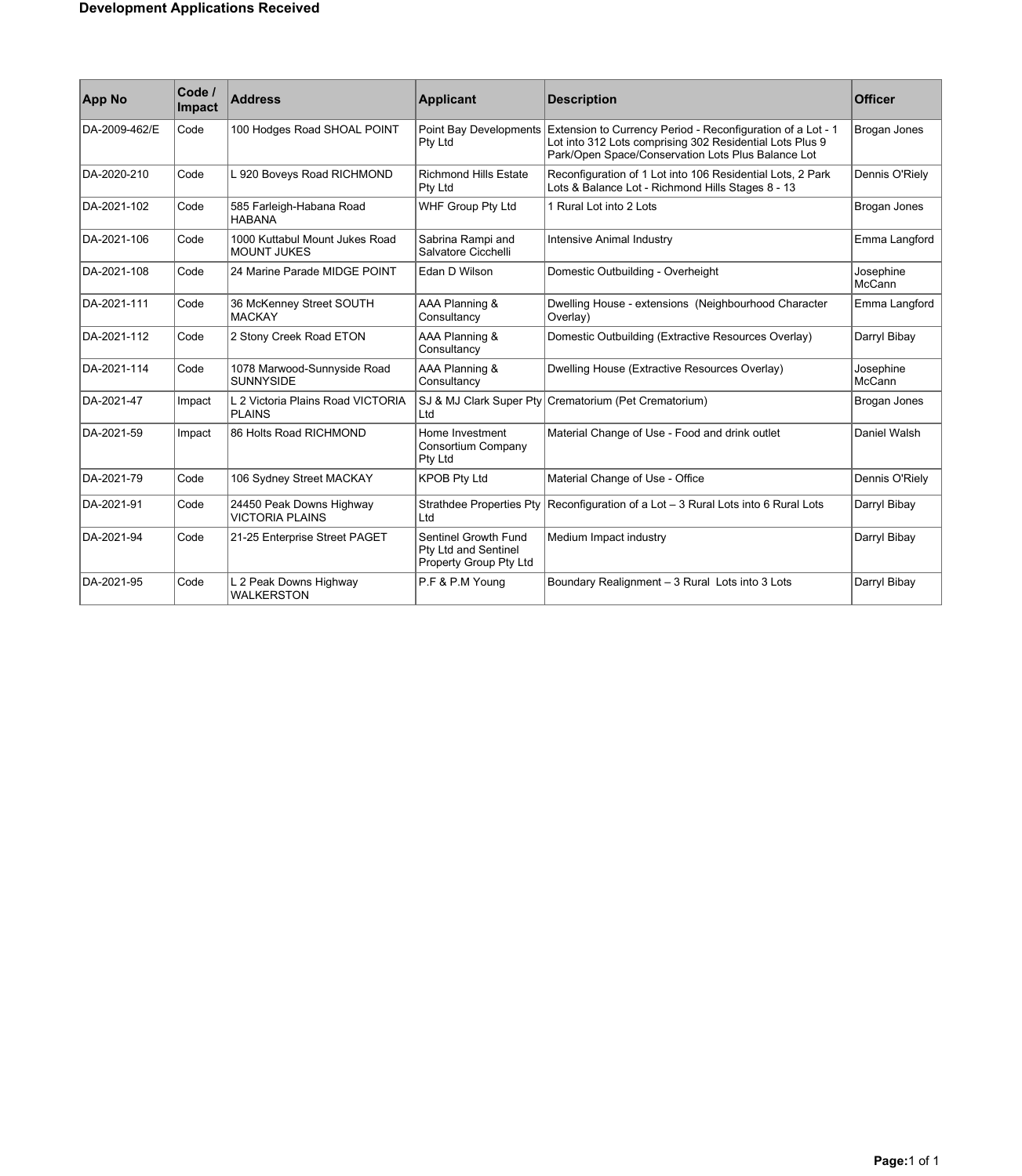**Development Applications Received**

| App No | Code / Impact | Address | Applicant | Description | Officer |
|---|---|---|---|---|---|
| DA-2009-462/E | Code | 100 Hodges Road SHOAL POINT | Point Bay Developments Pty Ltd | Extension to Currency Period - Reconfiguration of a Lot - 1 Lot into 312 Lots comprising 302 Residential Lots Plus 9 Park/Open Space/Conservation Lots Plus Balance Lot | Brogan Jones |
| DA-2020-210 | Code | L 920 Boveys Road RICHMOND | Richmond Hills Estate Pty Ltd | Reconfiguration of 1 Lot into 106 Residential Lots, 2 Park Lots & Balance Lot - Richmond Hills Stages 8 - 13 | Dennis O'Riely |
| DA-2021-102 | Code | 585 Farleigh-Habana Road HABANA | WHF Group Pty Ltd | 1 Rural Lot into 2 Lots | Brogan Jones |
| DA-2021-106 | Code | 1000 Kuttabul Mount Jukes Road MOUNT JUKES | Sabrina Rampi and Salvatore Cicchelli | Intensive Animal Industry | Emma Langford |
| DA-2021-108 | Code | 24 Marine Parade MIDGE POINT | Edan D Wilson | Domestic Outbuilding - Overheight | Josephine McCann |
| DA-2021-111 | Code | 36 McKenney Street SOUTH MACKAY | AAA Planning & Consultancy | Dwelling House - extensions (Neighbourhood Character Overlay) | Emma Langford |
| DA-2021-112 | Code | 2 Stony Creek Road ETON | AAA Planning & Consultancy | Domestic Outbuilding (Extractive Resources Overlay) | Darryl Bibay |
| DA-2021-114 | Code | 1078 Marwood-Sunnyside Road SUNNYSIDE | AAA Planning & Consultancy | Dwelling House (Extractive Resources Overlay) | Josephine McCann |
| DA-2021-47 | Impact | L 2 Victoria Plains Road VICTORIA PLAINS | SJ & MJ Clark Super Pty Ltd | Crematorium (Pet Crematorium) | Brogan Jones |
| DA-2021-59 | Impact | 86 Holts Road RICHMOND | Home Investment Consortium Company Pty Ltd | Material Change of Use - Food and drink outlet | Daniel Walsh |
| DA-2021-79 | Code | 106 Sydney Street MACKAY | KPOB Pty Ltd | Material Change of Use - Office | Dennis O'Riely |
| DA-2021-91 | Code | 24450 Peak Downs Highway VICTORIA PLAINS | Strathdee Properties Pty Ltd | Reconfiguration of a Lot – 3 Rural Lots into 6 Rural Lots | Darryl Bibay |
| DA-2021-94 | Code | 21-25 Enterprise Street PAGET | Sentinel Growth Fund Pty Ltd and Sentinel Property Group Pty Ltd | Medium Impact industry | Darryl Bibay |
| DA-2021-95 | Code | L 2 Peak Downs Highway WALKERSTON | P.F & P.M Young | Boundary Realignment – 3 Rural Lots into 3 Lots | Darryl Bibay |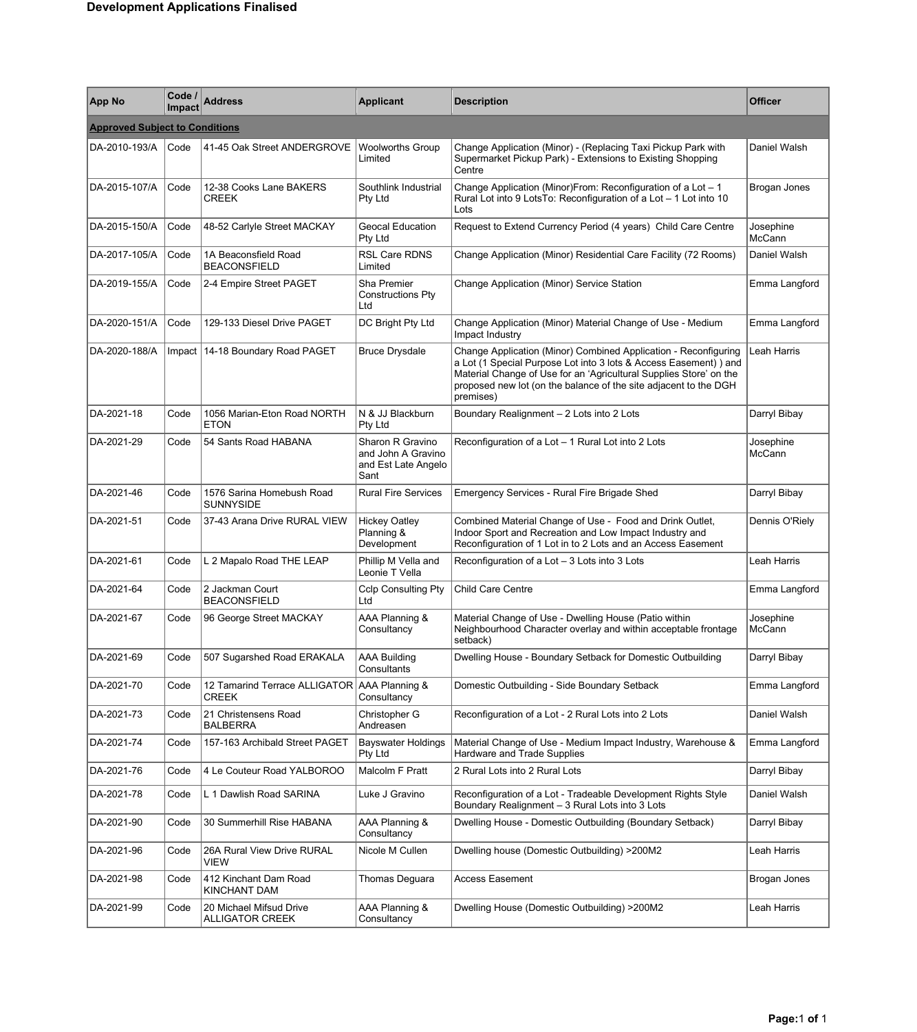# Development Applications Finalised

| App No | Code / Impact | Address | Applicant | Description | Officer |
|---|---|---|---|---|---|
| **Approved Subject to Conditions** | | | | | |
| DA-2010-193/A | Code | 41-45 Oak Street ANDERGROVE | Woolworths Group Limited | Change Application (Minor) - (Replacing Taxi Pickup Park with Supermarket Pickup Park) - Extensions to Existing Shopping Centre | Daniel Walsh |
| DA-2015-107/A | Code | 12-38 Cooks Lane BAKERS CREEK | Southlink Industrial Pty Ltd | Change Application (Minor)From: Reconfiguration of a Lot – 1 Rural Lot into 9 LotsTo: Reconfiguration of a Lot – 1 Lot into 10 Lots | Brogan Jones |
| DA-2015-150/A | Code | 48-52 Carlyle Street MACKAY | Geocal Education Pty Ltd | Request to Extend Currency Period (4 years) Child Care Centre | Josephine McCann |
| DA-2017-105/A | Code | 1A Beaconsfield Road BEACONSFIELD | RSL Care RDNS Limited | Change Application (Minor) Residential Care Facility (72 Rooms) | Daniel Walsh |
| DA-2019-155/A | Code | 2-4 Empire Street PAGET | Sha Premier Constructions Pty Ltd | Change Application (Minor) Service Station | Emma Langford |
| DA-2020-151/A | Code | 129-133 Diesel Drive PAGET | DC Bright Pty Ltd | Change Application (Minor) Material Change of Use - Medium Impact Industry | Emma Langford |
| DA-2020-188/A | Impact | 14-18 Boundary Road PAGET | Bruce Drysdale | Change Application (Minor) Combined Application - Reconfiguring a Lot (1 Special Purpose Lot into 3 lots & Access Easement) ) and Material Change of Use for an 'Agricultural Supplies Store' on the proposed new lot (on the balance of the site adjacent to the DGH premises) | Leah Harris |
| DA-2021-18 | Code | 1056 Marian-Eton Road NORTH ETON | N & JJ Blackburn Pty Ltd | Boundary Realignment – 2 Lots into 2 Lots | Darryl Bibay |
| DA-2021-29 | Code | 54 Sants Road HABANA | Sharon R Gravino and John A Gravino and Est Late Angelo Sant | Reconfiguration of a Lot – 1 Rural Lot into 2 Lots | Josephine McCann |
| DA-2021-46 | Code | 1576 Sarina Homebush Road SUNNYSIDE | Rural Fire Services | Emergency Services - Rural Fire Brigade Shed | Darryl Bibay |
| DA-2021-51 | Code | 37-43 Arana Drive RURAL VIEW | Hickey Oatley Planning & Development | Combined Material Change of Use - Food and Drink Outlet, Indoor Sport and Recreation and Low Impact Industry and Reconfiguration of 1 Lot in to 2 Lots and an Access Easement | Dennis O'Riely |
| DA-2021-61 | Code | L 2 Mapalo Road THE LEAP | Phillip M Vella and Leonie T Vella | Reconfiguration of a Lot – 3 Lots into 3 Lots | Leah Harris |
| DA-2021-64 | Code | 2 Jackman Court BEACONSFIELD | Cclp Consulting Pty Ltd | Child Care Centre | Emma Langford |
| DA-2021-67 | Code | 96 George Street MACKAY | AAA Planning & Consultancy | Material Change of Use - Dwelling House (Patio within Neighbourhood Character overlay and within acceptable frontage setback) | Josephine McCann |
| DA-2021-69 | Code | 507 Sugarshed Road ERAKALA | AAA Building Consultants | Dwelling House - Boundary Setback for Domestic Outbuilding | Darryl Bibay |
| DA-2021-70 | Code | 12 Tamarind Terrace ALLIGATOR CREEK | AAA Planning & Consultancy | Domestic Outbuilding - Side Boundary Setback | Emma Langford |
| DA-2021-73 | Code | 21 Christensens Road BALBERRA | Christopher G Andreasen | Reconfiguration of a Lot - 2 Rural Lots into 2 Lots | Daniel Walsh |
| DA-2021-74 | Code | 157-163 Archibald Street PAGET | Bayswater Holdings Pty Ltd | Material Change of Use - Medium Impact Industry, Warehouse & Hardware and Trade Supplies | Emma Langford |
| DA-2021-76 | Code | 4 Le Couteur Road YALBOROO | Malcolm F Pratt | 2 Rural Lots into 2 Rural Lots | Darryl Bibay |
| DA-2021-78 | Code | L 1 Dawlish Road SARINA | Luke J Gravino | Reconfiguration of a Lot - Tradeable Development Rights Style Boundary Realignment – 3 Rural Lots into 3 Lots | Daniel Walsh |
| DA-2021-90 | Code | 30 Summerhill Rise HABANA | AAA Planning & Consultancy | Dwelling House - Domestic Outbuilding (Boundary Setback) | Darryl Bibay |
| DA-2021-96 | Code | 26A Rural View Drive RURAL VIEW | Nicole M Cullen | Dwelling house (Domestic Outbuilding) >200M2 | Leah Harris |
| DA-2021-98 | Code | 412 Kinchant Dam Road KINCHANT DAM | Thomas Deguara | Access Easement | Brogan Jones |
| DA-2021-99 | Code | 20 Michael Mifsud Drive ALLIGATOR CREEK | AAA Planning & Consultancy | Dwelling House (Domestic Outbuilding) >200M2 | Leah Harris |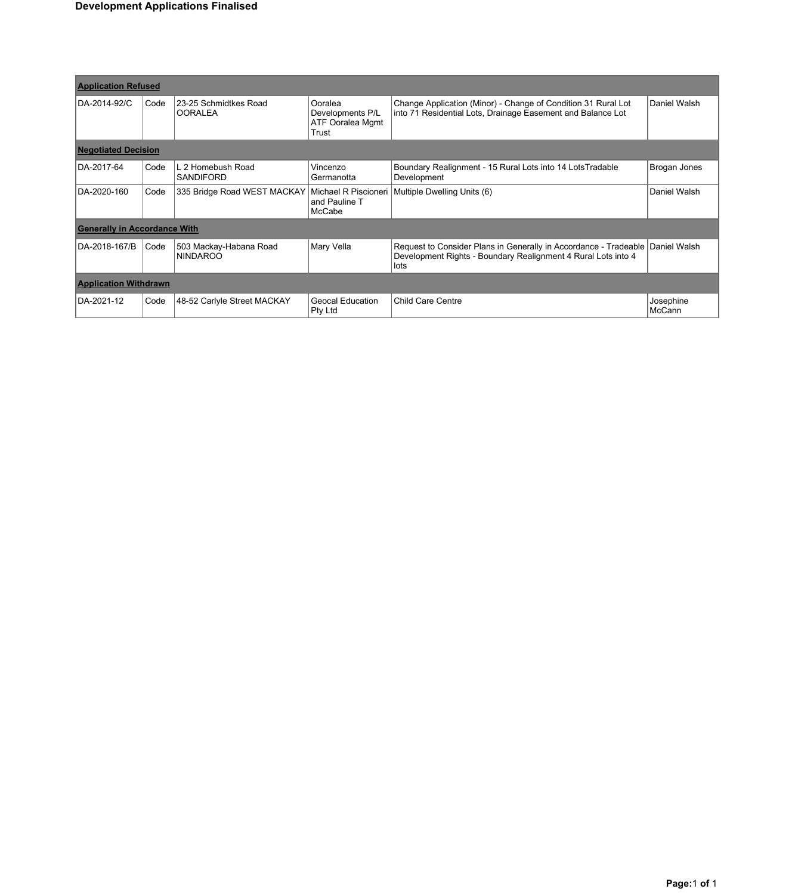# Development Applications Finalised

| | | | | | |
|---|---|---|---|---|---|
| **Application Refused** | | | | | |
| DA-2014-92/C | Code | 23-25 Schmidtkes Road OORALEA | Ooralea Developments P/L ATF Ooralea Mgmt Trust | Change Application (Minor) - Change of Condition 31 Rural Lot into 71 Residential Lots, Drainage Easement and Balance Lot | Daniel Walsh |
| **Negotiated Decision** | | | | | |
| DA-2017-64 | Code | L 2 Homebush Road SANDIFORD | Vincenzo Germanotta | Boundary Realignment - 15 Rural Lots into 14 LotsTradable Development | Brogan Jones |
| DA-2020-160 | Code | 335 Bridge Road WEST MACKAY | Michael R Piscioneri and Pauline T McCabe | Multiple Dwelling Units (6) | Daniel Walsh |
| **Generally in Accordance With** | | | | | |
| DA-2018-167/B | Code | 503 Mackay-Habana Road NINDAROO | Mary Vella | Request to Consider Plans in Generally in Accordance - Tradeable Development Rights - Boundary Realignment 4 Rural Lots into 4 lots | Daniel Walsh |
| **Application Withdrawn** | | | | | |
| DA-2021-12 | Code | 48-52 Carlyle Street MACKAY | Geocal Education Pty Ltd | Child Care Centre | Josephine McCann |